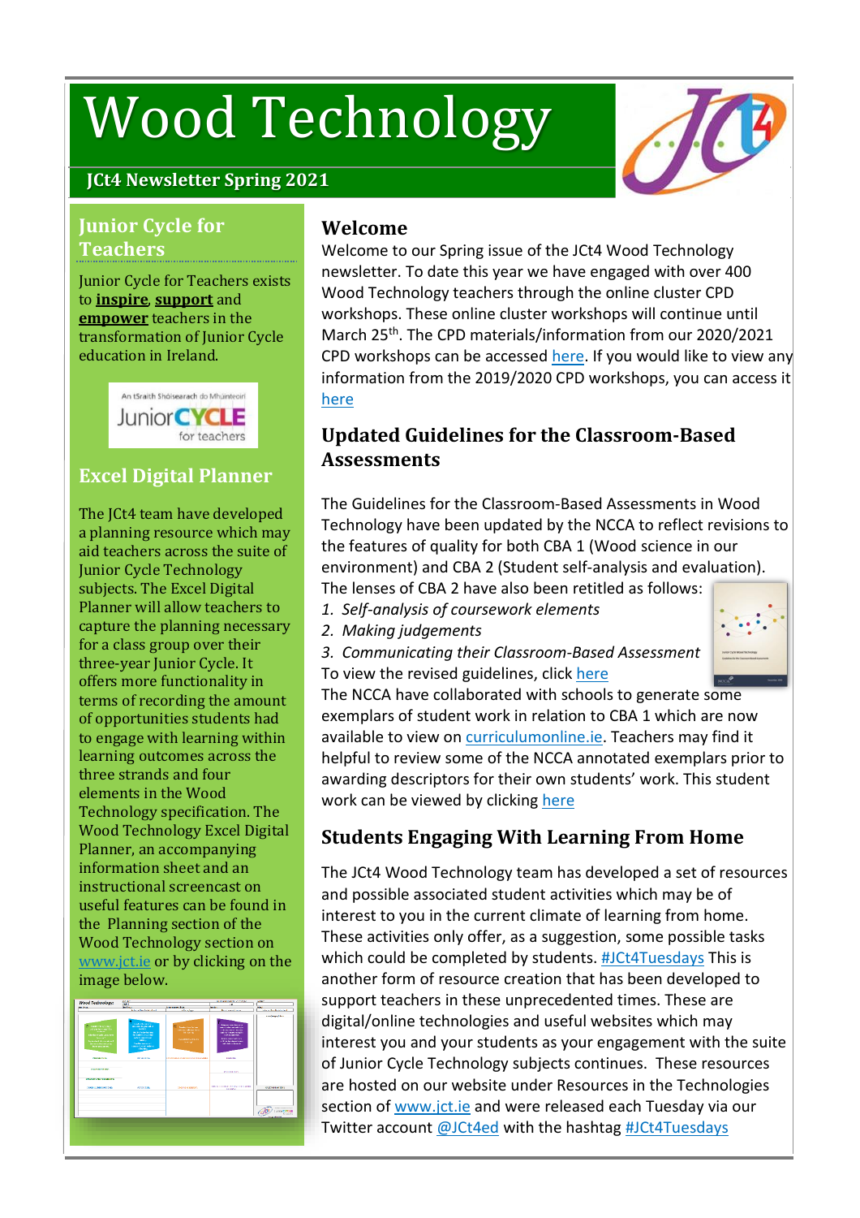# Wood Technology

**JCt4 Newsletter Spring 2021**

## Junior Cycle for Teachers

Junior Cycle for Teachers exists to **inspire**, **support** and **empower** teachers in the transformation of Junior Cycle education in Ireland.

An tSraith Shóisearach do Mhúinteoirí
JuniorCYCLE for teachers

## Excel Digital Planner

The JCt4 team have developed a planning resource which may aid teachers across the suite of Junior Cycle Technology subjects. The Excel Digital Planner will allow teachers to capture the planning necessary for a class group over their three-year Junior Cycle. It offers more functionality in terms of recording the amount of opportunities students had to engage with learning within learning outcomes across the three strands and four elements in the Wood Technology specification. The Wood Technology Excel Digital Planner, an accompanying information sheet and an instructional screencast on useful features can be found in the Planning section of the Wood Technology section on www.jct.ie or by clicking on the image below.

## Welcome

Welcome to our Spring issue of the JCt4 Wood Technology newsletter. To date this year we have engaged with over 400 Wood Technology teachers through the online cluster CPD workshops. These online cluster workshops will continue until March 25th. The CPD materials/information from our 2020/2021 CPD workshops can be accessed here. If you would like to view any information from the 2019/2020 CPD workshops, you can access it here

## Updated Guidelines for the Classroom-Based Assessments

The Guidelines for the Classroom-Based Assessments in Wood Technology have been updated by the NCCA to reflect revisions to the features of quality for both CBA 1 (Wood science in our environment) and CBA 2 (Student self-analysis and evaluation). The lenses of CBA 2 have also been retitled as follows:

1. *Self-analysis of coursework elements*
2. *Making judgements*
3. *Communicating their Classroom-Based Assessment*

To view the revised guidelines, click here

The NCCA have collaborated with schools to generate some exemplars of student work in relation to CBA 1 which are now available to view on curriculumonline.ie. Teachers may find it helpful to review some of the NCCA annotated exemplars prior to awarding descriptors for their own students' work. This student work can be viewed by clicking here

## Students Engaging With Learning From Home

The JCt4 Wood Technology team has developed a set of resources and possible associated student activities which may be of interest to you in the current climate of learning from home. These activities only offer, as a suggestion, some possible tasks which could be completed by students. #JCt4Tuesdays This is another form of resource creation that has been developed to support teachers in these unprecedented times. These are digital/online technologies and useful websites which may interest you and your students as your engagement with the suite of Junior Cycle Technology subjects continues. These resources are hosted on our website under Resources in the Technologies section of www.jct.ie and were released each Tuesday via our Twitter account @JCt4ed with the hashtag #JCt4Tuesdays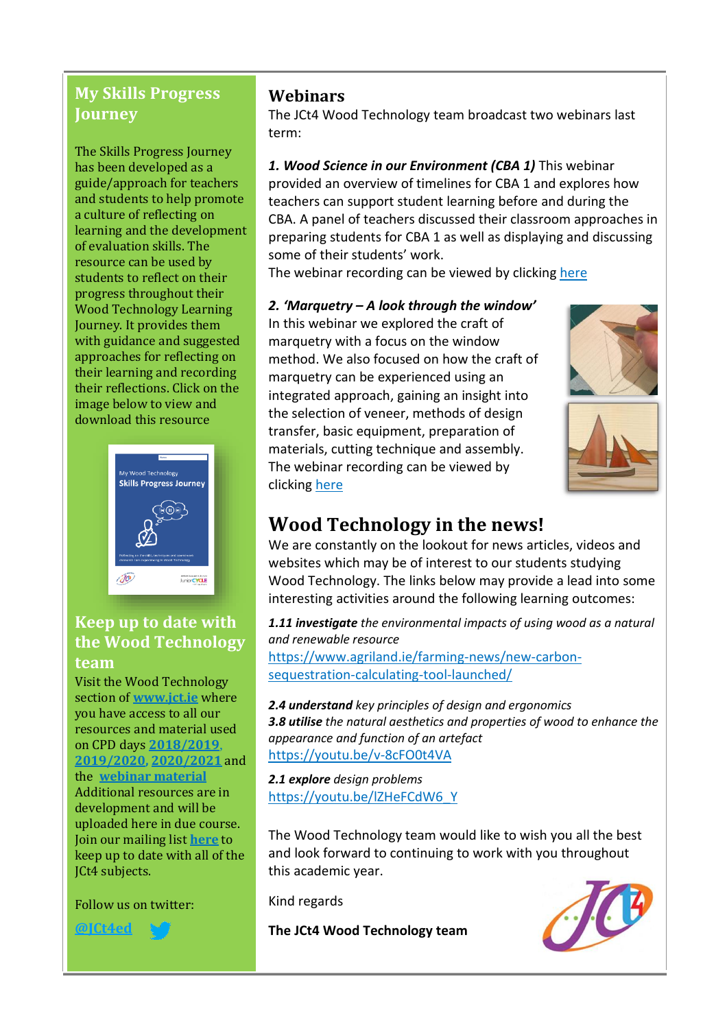## My Skills Progress Journey

The Skills Progress Journey has been developed as a guide/approach for teachers and students to help promote a culture of reflecting on learning and the development of evaluation skills. The resource can be used by students to reflect on their progress throughout their Wood Technology Learning Journey. It provides them with guidance and suggested approaches for reflecting on their learning and recording their reflections. Click on the image below to view and download this resource

## Keep up to date with the Wood Technology team

Visit the Wood Technology section of **www.jct.ie** where you have access to all our resources and material used on CPD days **2018/2019**, **2019/2020**, **2020/2021** and the **webinar material** Additional resources are in development and will be uploaded here in due course. Join our mailing list **here** to keep up to date with all of the JCt4 subjects.

Follow us on twitter:

**@JCt4ed**

## Webinars

The JCt4 Wood Technology team broadcast two webinars last term:

***1. Wood Science in our Environment (CBA 1)*** This webinar provided an overview of timelines for CBA 1 and explores how teachers can support student learning before and during the CBA. A panel of teachers discussed their classroom approaches in preparing students for CBA 1 as well as displaying and discussing some of their students' work.
The webinar recording can be viewed by clicking here

***2. 'Marquetry – A look through the window'***
In this webinar we explored the craft of marquetry with a focus on the window method. We also focused on how the craft of marquetry can be experienced using an integrated approach, gaining an insight into the selection of veneer, methods of design transfer, basic equipment, preparation of materials, cutting technique and assembly. The webinar recording can be viewed by clicking here

## Wood Technology in the news!

We are constantly on the lookout for news articles, videos and websites which may be of interest to our students studying Wood Technology. The links below may provide a lead into some interesting activities around the following learning outcomes:

***1.11 investigate*** *the environmental impacts of using wood as a natural and renewable resource*
https://www.agriland.ie/farming-news/new-carbon-sequestration-calculating-tool-launched/

***2.4 understand*** *key principles of design and ergonomics*
***3.8 utilise*** *the natural aesthetics and properties of wood to enhance the appearance and function of an artefact*
https://youtu.be/v-8cFO0t4VA

***2.1 explore*** *design problems*
https://youtu.be/lZHeFCdW6_Y

The Wood Technology team would like to wish you all the best and look forward to continuing to work with you throughout this academic year.

Kind regards

**The JCt4 Wood Technology team**